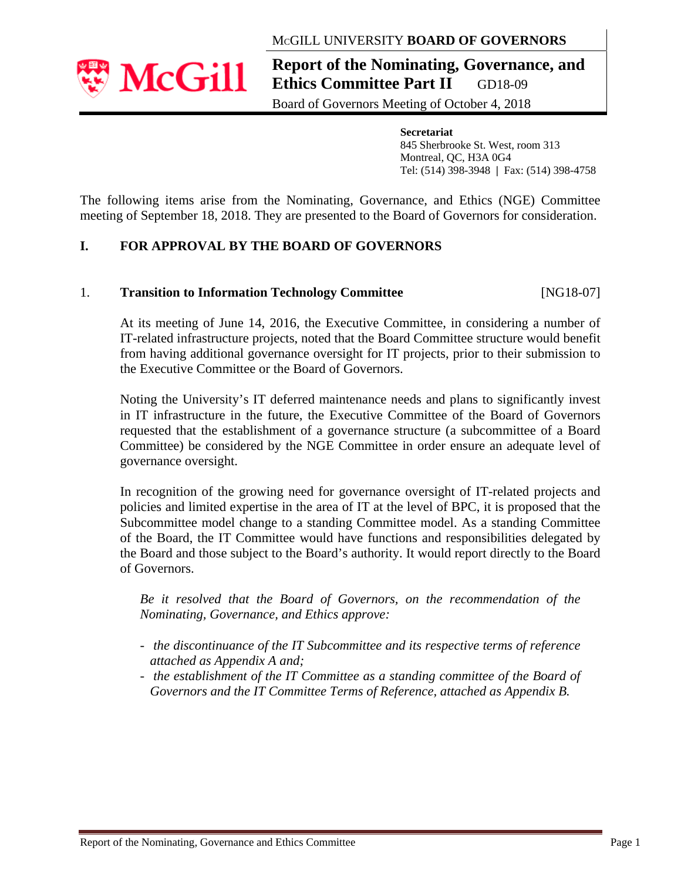McGILL UNIVERSITY **BOARD OF GOVERNORS**

# Report of the Nominating, Governance, and Ethics Committee Part II

GD18-09

Board of Governors Meeting of October 4, 2018

**Secretariat**
845 Sherbrooke St. West, room 313
Montreal, QC, H3A 0G4
Tel: (514) 398-3948 | Fax: (514) 398-4758

The following items arise from the Nominating, Governance, and Ethics (NGE) Committee meeting of September 18, 2018. They are presented to the Board of Governors for consideration.

## I. FOR APPROVAL BY THE BOARD OF GOVERNORS

### 1. Transition to Information Technology Committee [NG18-07]

At its meeting of June 14, 2016, the Executive Committee, in considering a number of IT-related infrastructure projects, noted that the Board Committee structure would benefit from having additional governance oversight for IT projects, prior to their submission to the Executive Committee or the Board of Governors.

Noting the University's IT deferred maintenance needs and plans to significantly invest in IT infrastructure in the future, the Executive Committee of the Board of Governors requested that the establishment of a governance structure (a subcommittee of a Board Committee) be considered by the NGE Committee in order ensure an adequate level of governance oversight.

In recognition of the growing need for governance oversight of IT-related projects and policies and limited expertise in the area of IT at the level of BPC, it is proposed that the Subcommittee model change to a standing Committee model. As a standing Committee of the Board, the IT Committee would have functions and responsibilities delegated by the Board and those subject to the Board's authority. It would report directly to the Board of Governors.

*Be it resolved that the Board of Governors, on the recommendation of the Nominating, Governance, and Ethics approve:*

- *the discontinuance of the IT Subcommittee and its respective terms of reference attached as Appendix A and;*
- *the establishment of the IT Committee as a standing committee of the Board of Governors and the IT Committee Terms of Reference, attached as Appendix B.*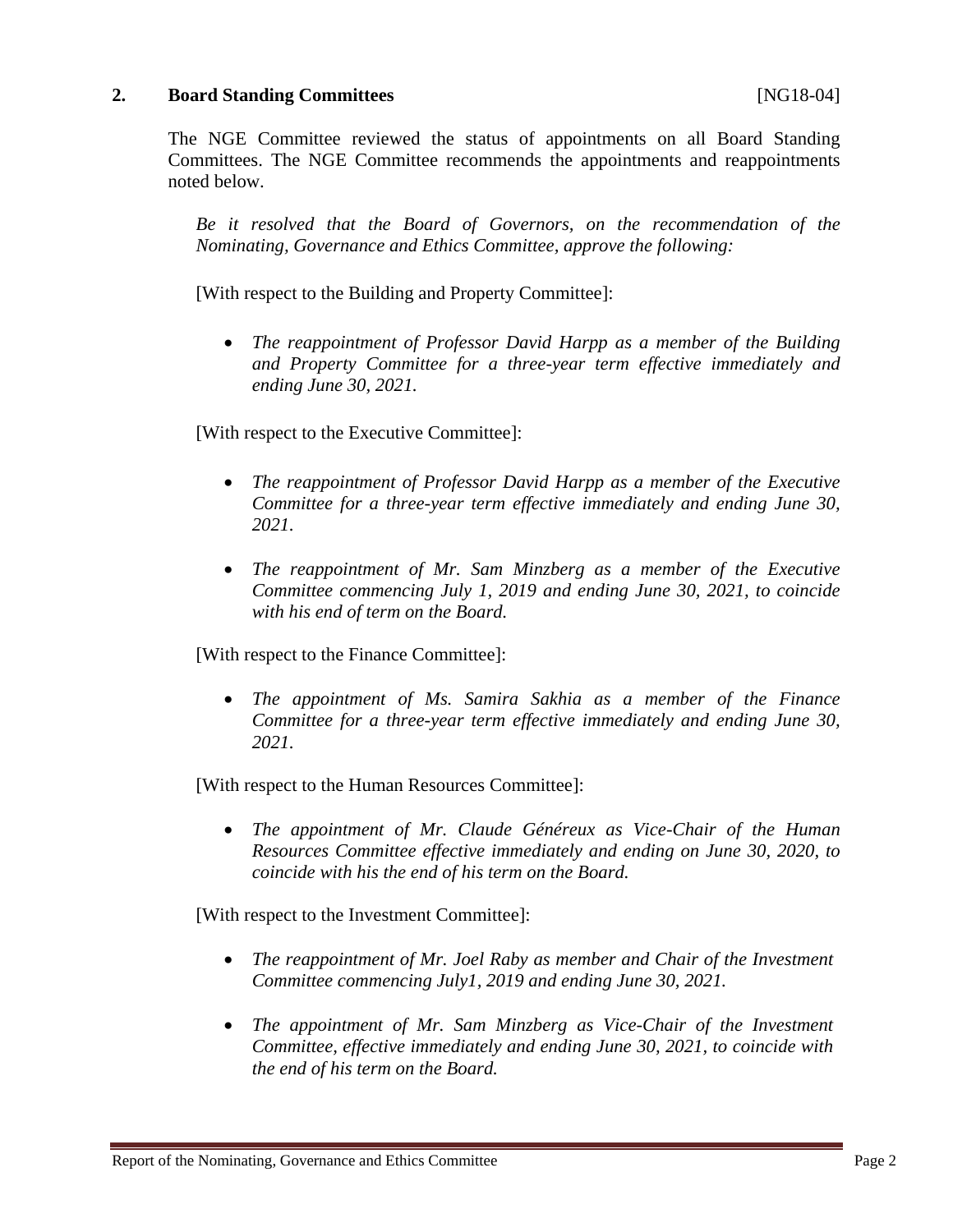## 2. Board Standing Committees [NG18-04]

The NGE Committee reviewed the status of appointments on all Board Standing Committees. The NGE Committee recommends the appointments and reappointments noted below.

*Be it resolved that the Board of Governors, on the recommendation of the Nominating, Governance and Ethics Committee, approve the following:*

[With respect to the Building and Property Committee]:

- *The reappointment of Professor David Harpp as a member of the Building and Property Committee for a three-year term effective immediately and ending June 30, 2021.*

[With respect to the Executive Committee]:

- *The reappointment of Professor David Harpp as a member of the Executive Committee for a three-year term effective immediately and ending June 30, 2021.*

- *The reappointment of Mr. Sam Minzberg as a member of the Executive Committee commencing July 1, 2019 and ending June 30, 2021, to coincide with his end of term on the Board.*

[With respect to the Finance Committee]:

- *The appointment of Ms. Samira Sakhia as a member of the Finance Committee for a three-year term effective immediately and ending June 30, 2021.*

[With respect to the Human Resources Committee]:

- *The appointment of Mr. Claude Généreux as Vice-Chair of the Human Resources Committee effective immediately and ending on June 30, 2020, to coincide with his the end of his term on the Board.*

[With respect to the Investment Committee]:

- *The reappointment of Mr. Joel Raby as member and Chair of the Investment Committee commencing July1, 2019 and ending June 30, 2021.*

- *The appointment of Mr. Sam Minzberg as Vice-Chair of the Investment Committee, effective immediately and ending June 30, 2021, to coincide with the end of his term on the Board.*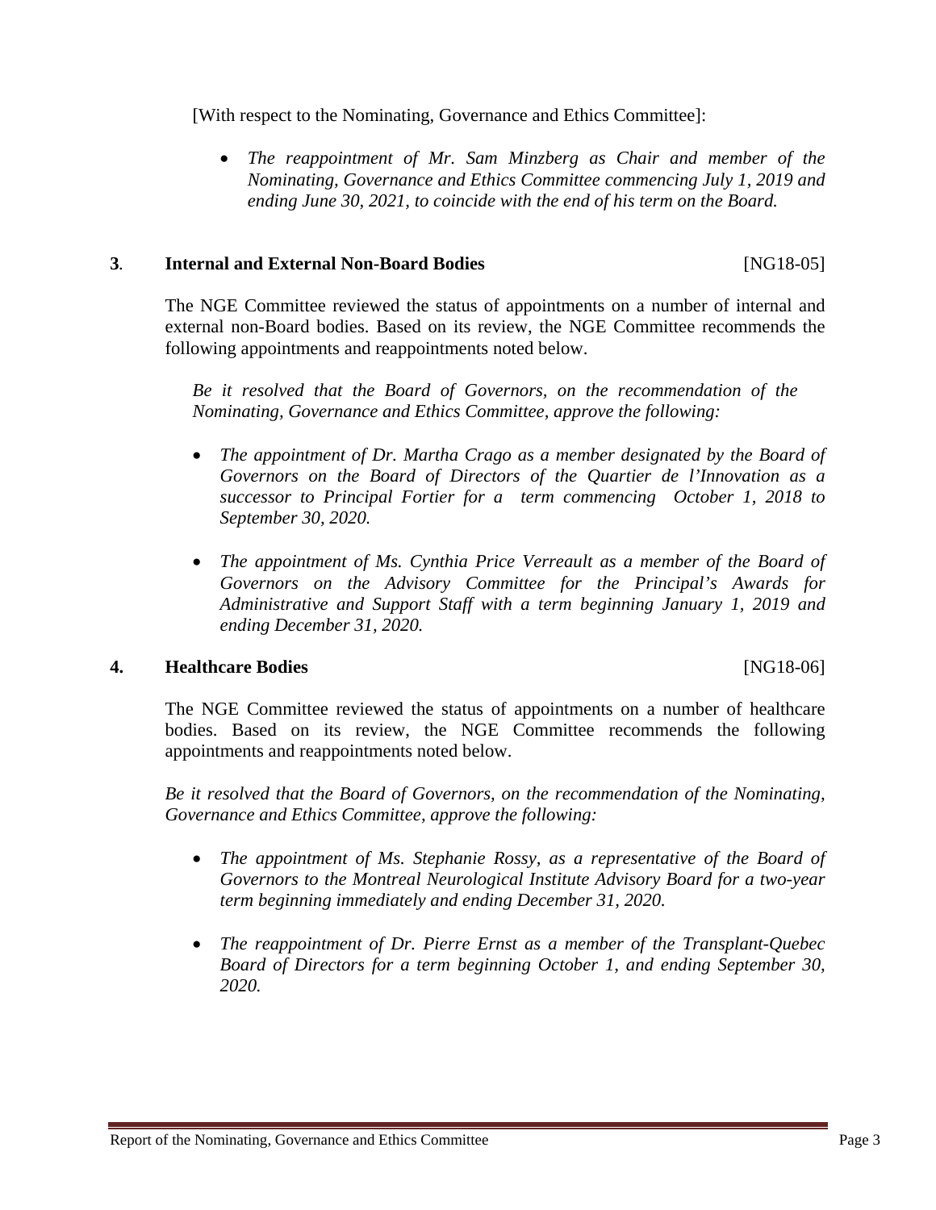[With respect to the Nominating, Governance and Ethics Committee]:

- *The reappointment of Mr. Sam Minzberg as Chair and member of the Nominating, Governance and Ethics Committee commencing July 1, 2019 and ending June 30, 2021, to coincide with the end of his term on the Board.*

## 3. Internal and External Non-Board Bodies [NG18-05]

The NGE Committee reviewed the status of appointments on a number of internal and external non-Board bodies. Based on its review, the NGE Committee recommends the following appointments and reappointments noted below.

*Be it resolved that the Board of Governors, on the recommendation of the Nominating, Governance and Ethics Committee, approve the following:*

- *The appointment of Dr. Martha Crago as a member designated by the Board of Governors on the Board of Directors of the Quartier de l'Innovation as a successor to Principal Fortier for a term commencing October 1, 2018 to September 30, 2020.*
- *The appointment of Ms. Cynthia Price Verreault as a member of the Board of Governors on the Advisory Committee for the Principal's Awards for Administrative and Support Staff with a term beginning January 1, 2019 and ending December 31, 2020.*

## 4. Healthcare Bodies [NG18-06]

The NGE Committee reviewed the status of appointments on a number of healthcare bodies. Based on its review, the NGE Committee recommends the following appointments and reappointments noted below.

*Be it resolved that the Board of Governors, on the recommendation of the Nominating, Governance and Ethics Committee, approve the following:*

- *The appointment of Ms. Stephanie Rossy, as a representative of the Board of Governors to the Montreal Neurological Institute Advisory Board for a two-year term beginning immediately and ending December 31, 2020.*
- *The reappointment of Dr. Pierre Ernst as a member of the Transplant-Quebec Board of Directors for a term beginning October 1, and ending September 30, 2020.*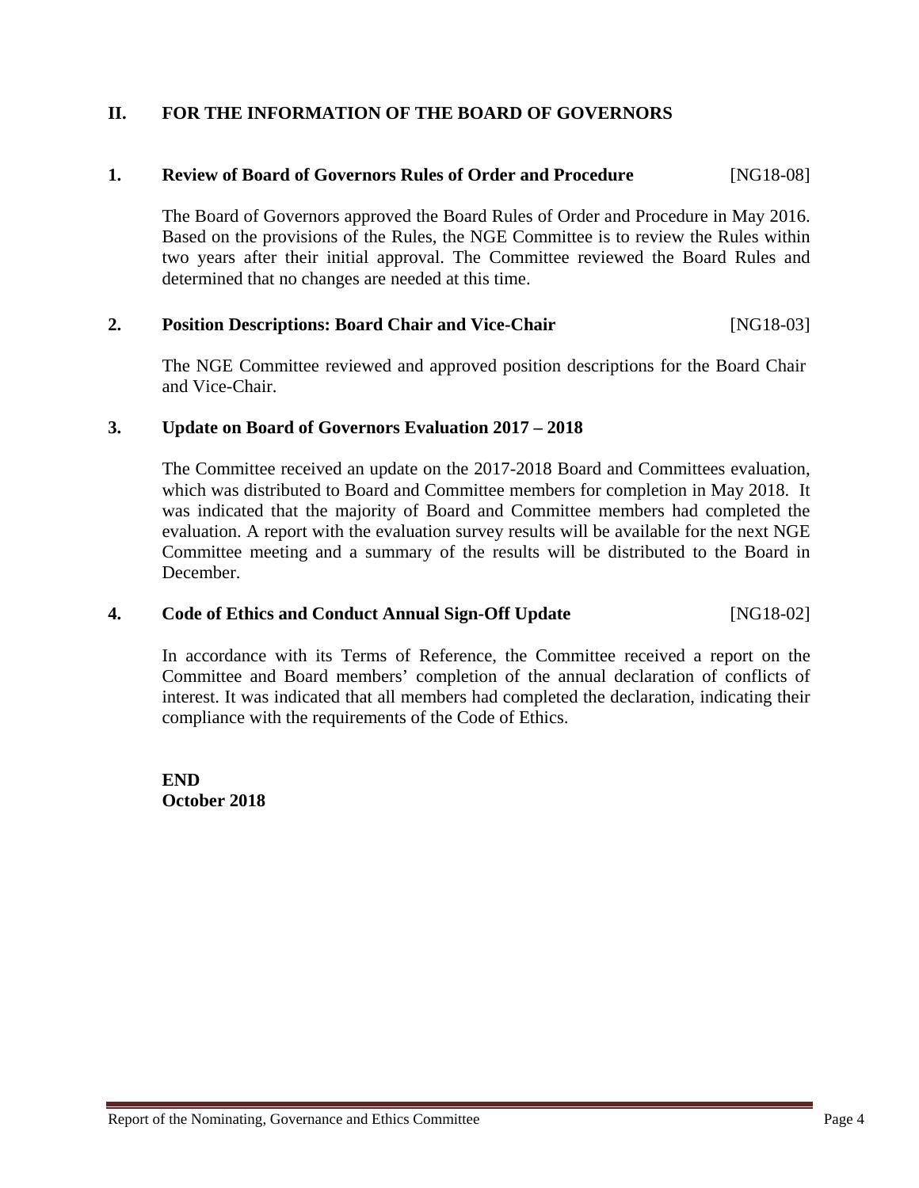## II. FOR THE INFORMATION OF THE BOARD OF GOVERNORS

### 1. Review of Board of Governors Rules of Order and Procedure [NG18-08]

The Board of Governors approved the Board Rules of Order and Procedure in May 2016. Based on the provisions of the Rules, the NGE Committee is to review the Rules within two years after their initial approval. The Committee reviewed the Board Rules and determined that no changes are needed at this time.

### 2. Position Descriptions: Board Chair and Vice-Chair [NG18-03]

The NGE Committee reviewed and approved position descriptions for the Board Chair and Vice-Chair.

### 3. Update on Board of Governors Evaluation 2017 – 2018

The Committee received an update on the 2017-2018 Board and Committees evaluation, which was distributed to Board and Committee members for completion in May 2018. It was indicated that the majority of Board and Committee members had completed the evaluation. A report with the evaluation survey results will be available for the next NGE Committee meeting and a summary of the results will be distributed to the Board in December.

### 4. Code of Ethics and Conduct Annual Sign-Off Update [NG18-02]

In accordance with its Terms of Reference, the Committee received a report on the Committee and Board members' completion of the annual declaration of conflicts of interest. It was indicated that all members had completed the declaration, indicating their compliance with the requirements of the Code of Ethics.

**END**
**October 2018**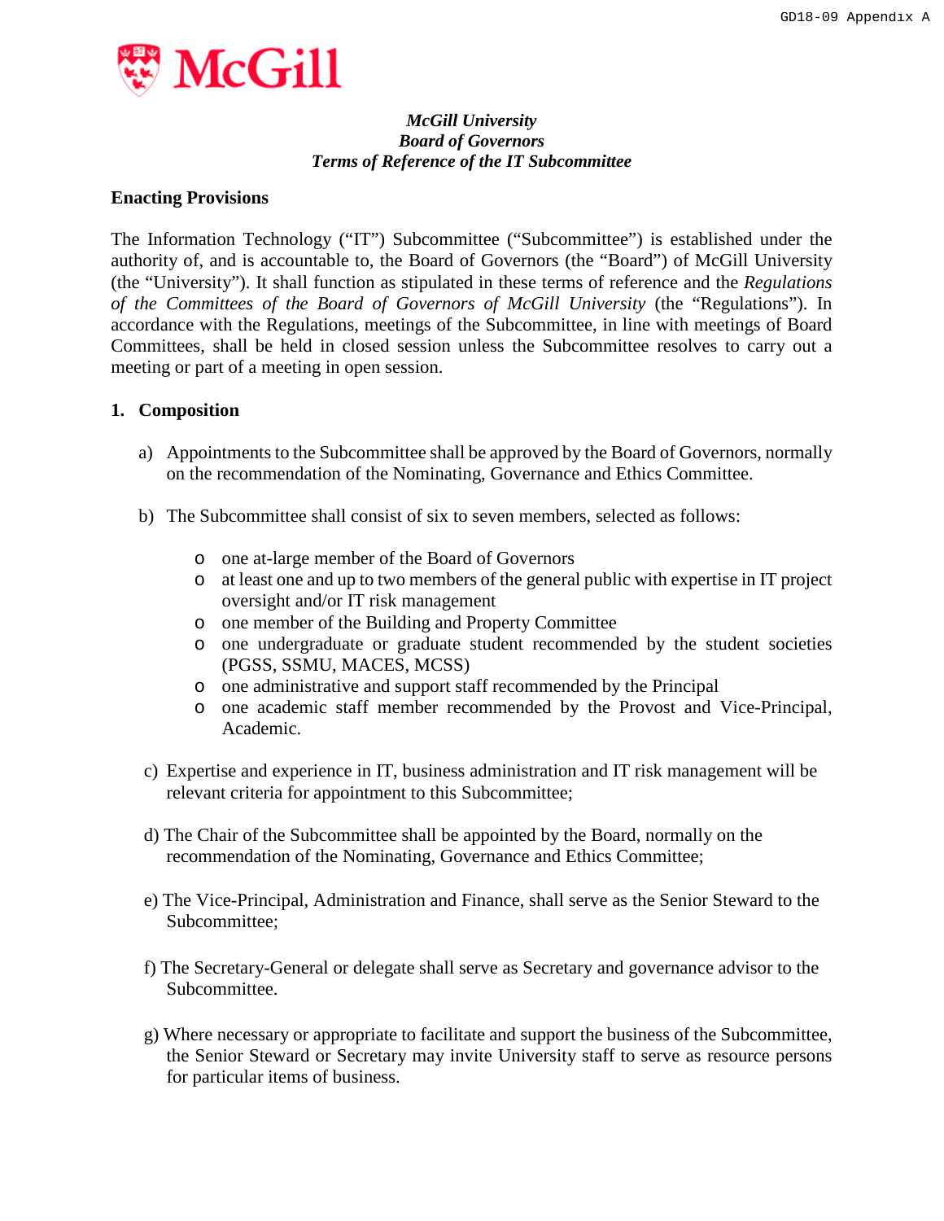*McGill University*
*Board of Governors*
*Terms of Reference of the IT Subcommittee*

## Enacting Provisions

The Information Technology ("IT") Subcommittee ("Subcommittee") is established under the authority of, and is accountable to, the Board of Governors (the "Board") of McGill University (the "University"). It shall function as stipulated in these terms of reference and the *Regulations of the Committees of the Board of Governors of McGill University* (the "Regulations"). In accordance with the Regulations, meetings of the Subcommittee, in line with meetings of Board Committees, shall be held in closed session unless the Subcommittee resolves to carry out a meeting or part of a meeting in open session.

## 1. Composition

a) Appointments to the Subcommittee shall be approved by the Board of Governors, normally on the recommendation of the Nominating, Governance and Ethics Committee.

b) The Subcommittee shall consist of six to seven members, selected as follows:

- one at-large member of the Board of Governors
- at least one and up to two members of the general public with expertise in IT project oversight and/or IT risk management
- one member of the Building and Property Committee
- one undergraduate or graduate student recommended by the student societies (PGSS, SSMU, MACES, MCSS)
- one administrative and support staff recommended by the Principal
- one academic staff member recommended by the Provost and Vice-Principal, Academic.

c) Expertise and experience in IT, business administration and IT risk management will be relevant criteria for appointment to this Subcommittee;

d) The Chair of the Subcommittee shall be appointed by the Board, normally on the recommendation of the Nominating, Governance and Ethics Committee;

e) The Vice-Principal, Administration and Finance, shall serve as the Senior Steward to the Subcommittee;

f) The Secretary-General or delegate shall serve as Secretary and governance advisor to the Subcommittee.

g) Where necessary or appropriate to facilitate and support the business of the Subcommittee, the Senior Steward or Secretary may invite University staff to serve as resource persons for particular items of business.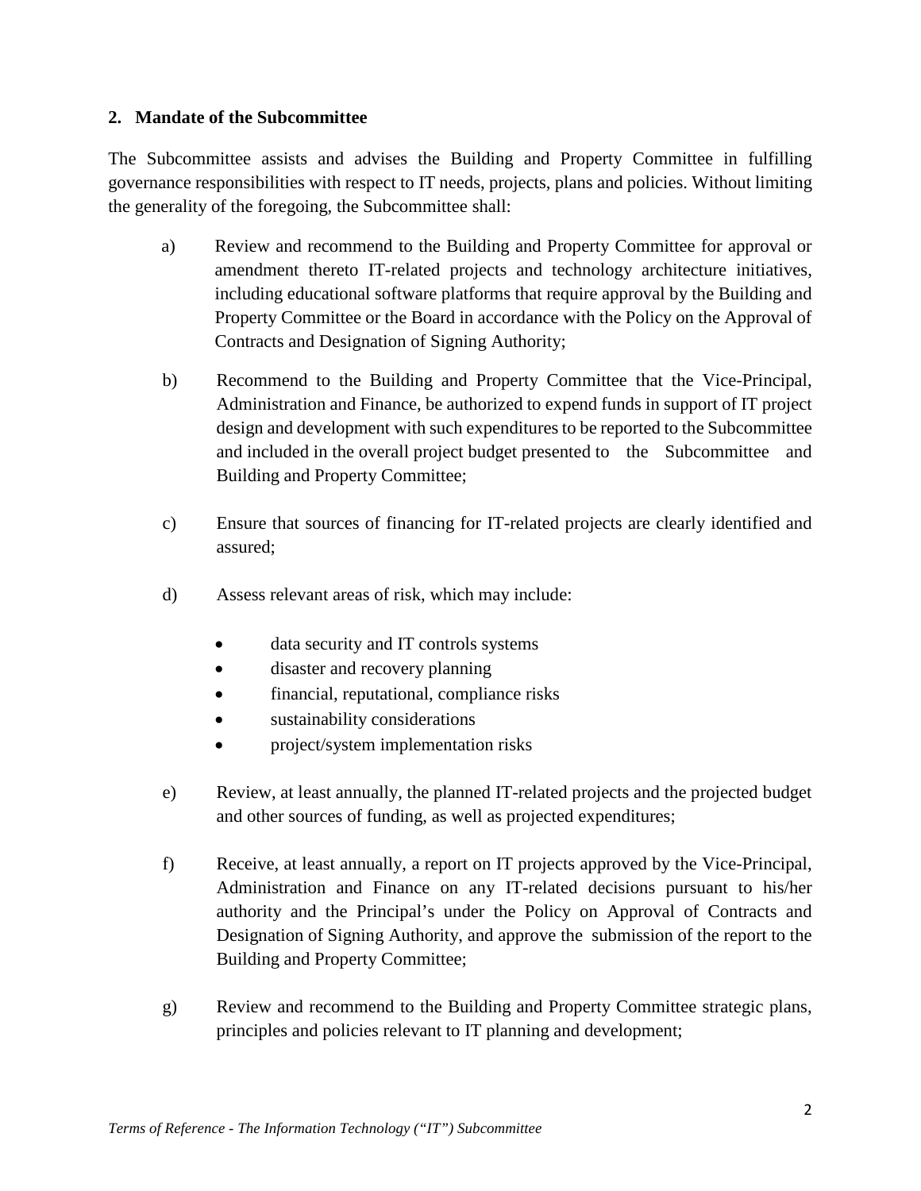## 2. Mandate of the Subcommittee

The Subcommittee assists and advises the Building and Property Committee in fulfilling governance responsibilities with respect to IT needs, projects, plans and policies. Without limiting the generality of the foregoing, the Subcommittee shall:

a) Review and recommend to the Building and Property Committee for approval or amendment thereto IT-related projects and technology architecture initiatives, including educational software platforms that require approval by the Building and Property Committee or the Board in accordance with the Policy on the Approval of Contracts and Designation of Signing Authority;

b) Recommend to the Building and Property Committee that the Vice-Principal, Administration and Finance, be authorized to expend funds in support of IT project design and development with such expenditures to be reported to the Subcommittee and included in the overall project budget presented to the Subcommittee and Building and Property Committee;

c) Ensure that sources of financing for IT-related projects are clearly identified and assured;

d) Assess relevant areas of risk, which may include:

- data security and IT controls systems
- disaster and recovery planning
- financial, reputational, compliance risks
- sustainability considerations
- project/system implementation risks

e) Review, at least annually, the planned IT-related projects and the projected budget and other sources of funding, as well as projected expenditures;

f) Receive, at least annually, a report on IT projects approved by the Vice-Principal, Administration and Finance on any IT-related decisions pursuant to his/her authority and the Principal's under the Policy on Approval of Contracts and Designation of Signing Authority, and approve the submission of the report to the Building and Property Committee;

g) Review and recommend to the Building and Property Committee strategic plans, principles and policies relevant to IT planning and development;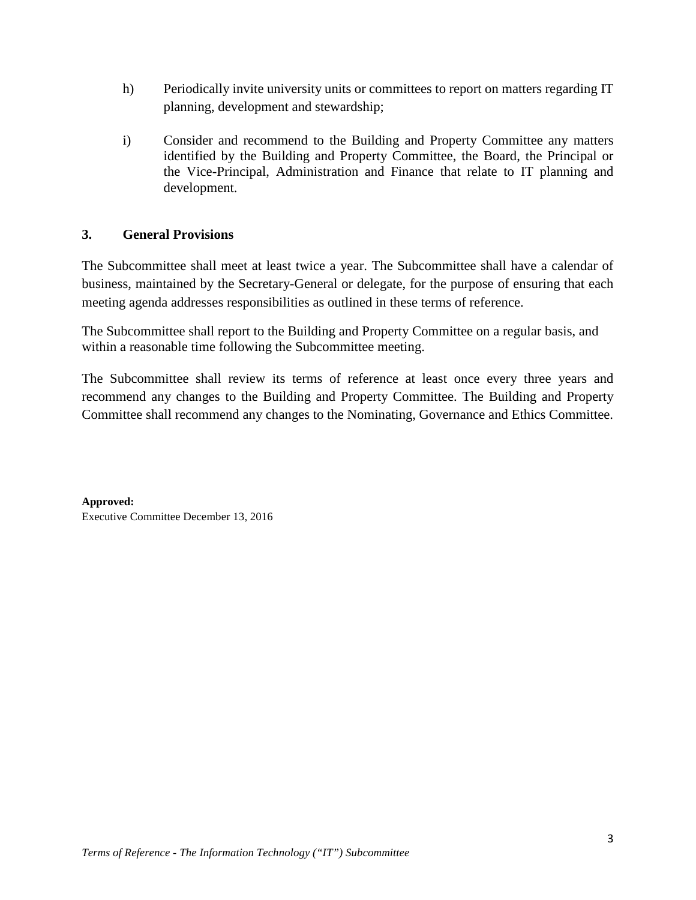h) Periodically invite university units or committees to report on matters regarding IT planning, development and stewardship;

i) Consider and recommend to the Building and Property Committee any matters identified by the Building and Property Committee, the Board, the Principal or the Vice-Principal, Administration and Finance that relate to IT planning and development.

## 3. General Provisions

The Subcommittee shall meet at least twice a year. The Subcommittee shall have a calendar of business, maintained by the Secretary-General or delegate, for the purpose of ensuring that each meeting agenda addresses responsibilities as outlined in these terms of reference.

The Subcommittee shall report to the Building and Property Committee on a regular basis, and within a reasonable time following the Subcommittee meeting.

The Subcommittee shall review its terms of reference at least once every three years and recommend any changes to the Building and Property Committee. The Building and Property Committee shall recommend any changes to the Nominating, Governance and Ethics Committee.

**Approved:**
Executive Committee December 13, 2016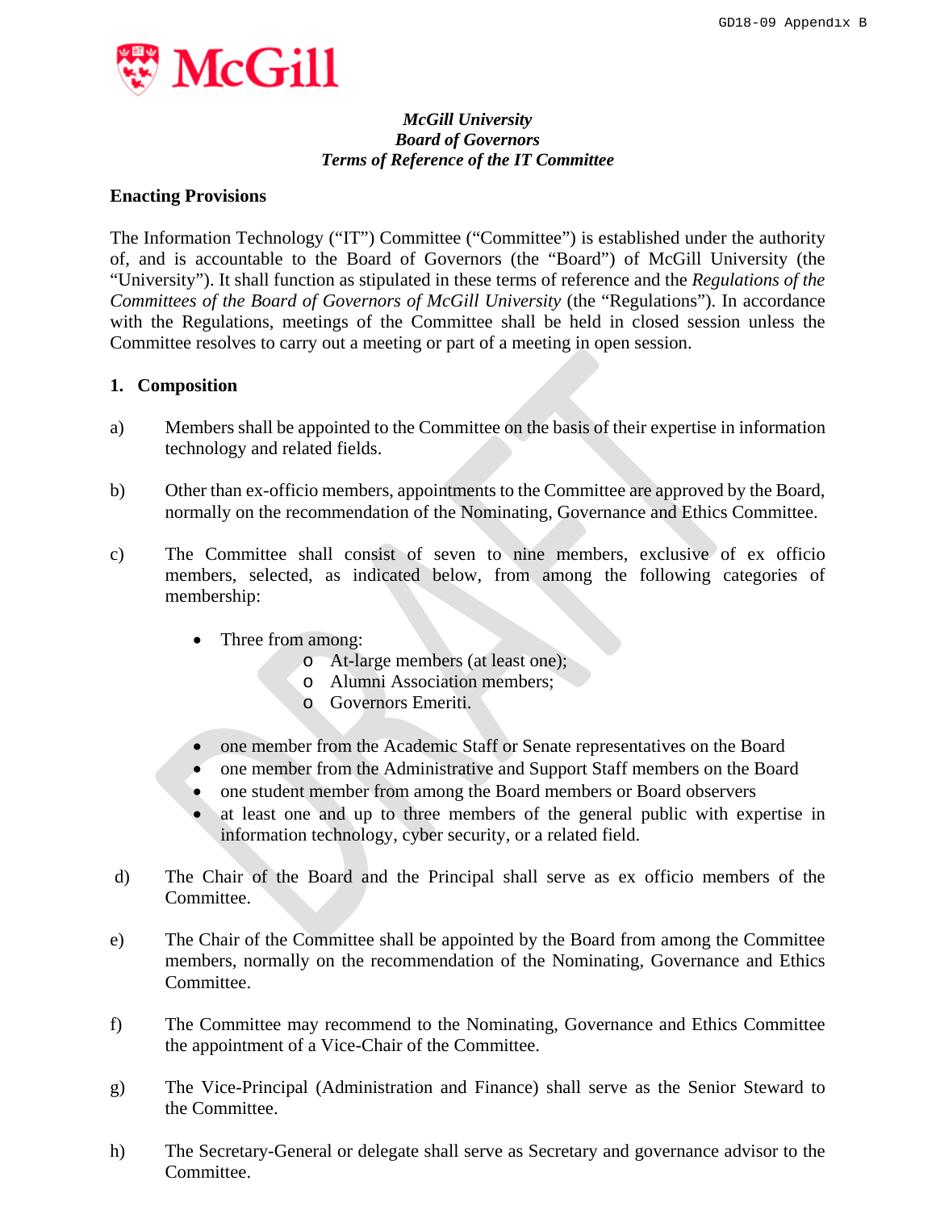*McGill University*
*Board of Governors*
*Terms of Reference of the IT Committee*

## Enacting Provisions

The Information Technology ("IT") Committee ("Committee") is established under the authority of, and is accountable to the Board of Governors (the "Board") of McGill University (the "University"). It shall function as stipulated in these terms of reference and the *Regulations of the Committees of the Board of Governors of McGill University* (the "Regulations"). In accordance with the Regulations, meetings of the Committee shall be held in closed session unless the Committee resolves to carry out a meeting or part of a meeting in open session.

## 1. Composition

a) Members shall be appointed to the Committee on the basis of their expertise in information technology and related fields.

b) Other than ex-officio members, appointments to the Committee are approved by the Board, normally on the recommendation of the Nominating, Governance and Ethics Committee.

c) The Committee shall consist of seven to nine members, exclusive of ex officio members, selected, as indicated below, from among the following categories of membership:

- Three from among:
  - At-large members (at least one);
  - Alumni Association members;
  - Governors Emeriti.

- one member from the Academic Staff or Senate representatives on the Board
- one member from the Administrative and Support Staff members on the Board
- one student member from among the Board members or Board observers
- at least one and up to three members of the general public with expertise in information technology, cyber security, or a related field.

d) The Chair of the Board and the Principal shall serve as ex officio members of the Committee.

e) The Chair of the Committee shall be appointed by the Board from among the Committee members, normally on the recommendation of the Nominating, Governance and Ethics Committee.

f) The Committee may recommend to the Nominating, Governance and Ethics Committee the appointment of a Vice-Chair of the Committee.

g) The Vice-Principal (Administration and Finance) shall serve as the Senior Steward to the Committee.

h) The Secretary-General or delegate shall serve as Secretary and governance advisor to the Committee.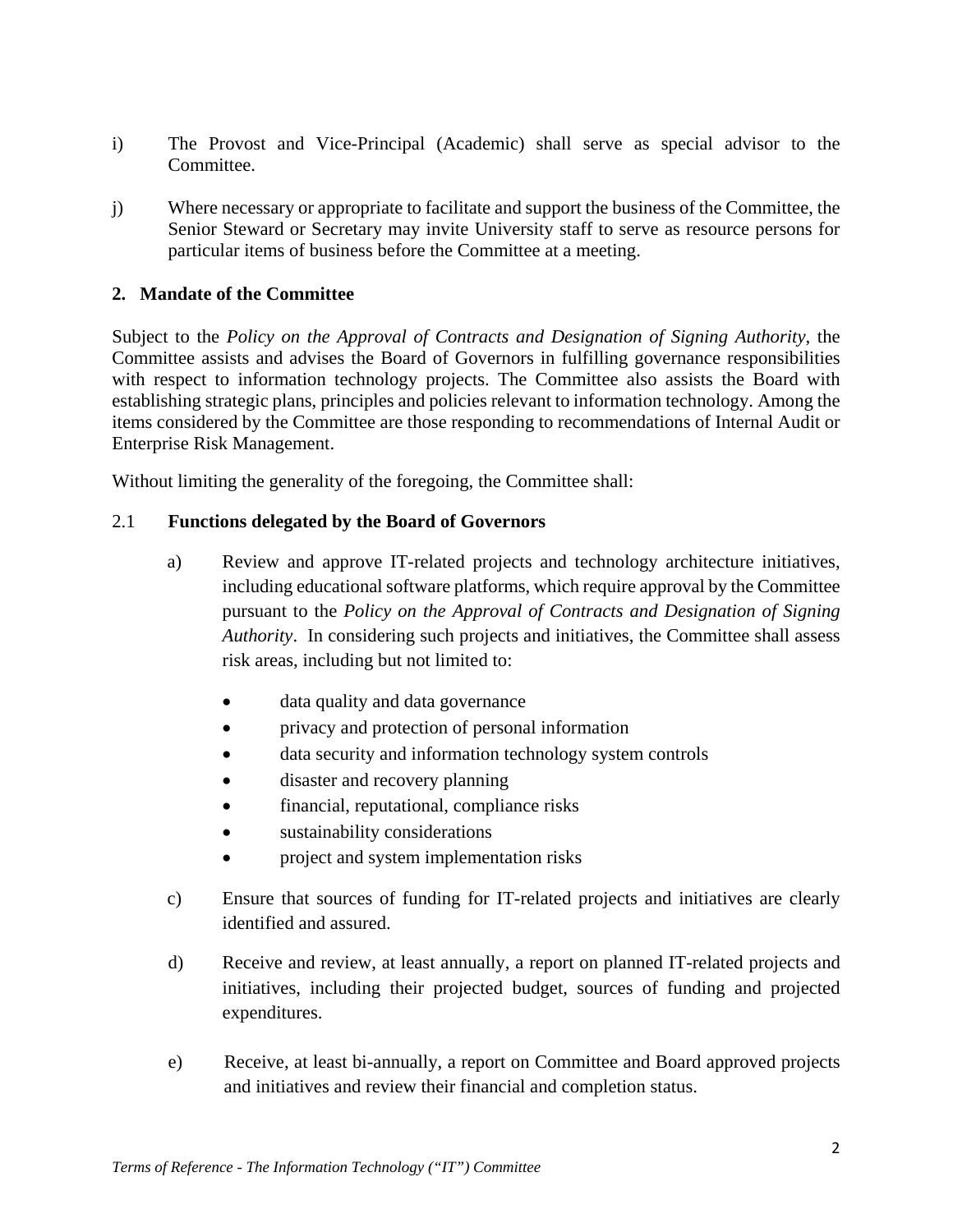i) The Provost and Vice-Principal (Academic) shall serve as special advisor to the Committee.

j) Where necessary or appropriate to facilitate and support the business of the Committee, the Senior Steward or Secretary may invite University staff to serve as resource persons for particular items of business before the Committee at a meeting.

## 2. Mandate of the Committee

Subject to the *Policy on the Approval of Contracts and Designation of Signing Authority*, the Committee assists and advises the Board of Governors in fulfilling governance responsibilities with respect to information technology projects. The Committee also assists the Board with establishing strategic plans, principles and policies relevant to information technology. Among the items considered by the Committee are those responding to recommendations of Internal Audit or Enterprise Risk Management.

Without limiting the generality of the foregoing, the Committee shall:

### 2.1 **Functions delegated by the Board of Governors**

a) Review and approve IT-related projects and technology architecture initiatives, including educational software platforms, which require approval by the Committee pursuant to the *Policy on the Approval of Contracts and Designation of Signing Authority*. In considering such projects and initiatives, the Committee shall assess risk areas, including but not limited to:

- data quality and data governance
- privacy and protection of personal information
- data security and information technology system controls
- disaster and recovery planning
- financial, reputational, compliance risks
- sustainability considerations
- project and system implementation risks

c) Ensure that sources of funding for IT-related projects and initiatives are clearly identified and assured.

d) Receive and review, at least annually, a report on planned IT-related projects and initiatives, including their projected budget, sources of funding and projected expenditures.

e) Receive, at least bi-annually, a report on Committee and Board approved projects and initiatives and review their financial and completion status.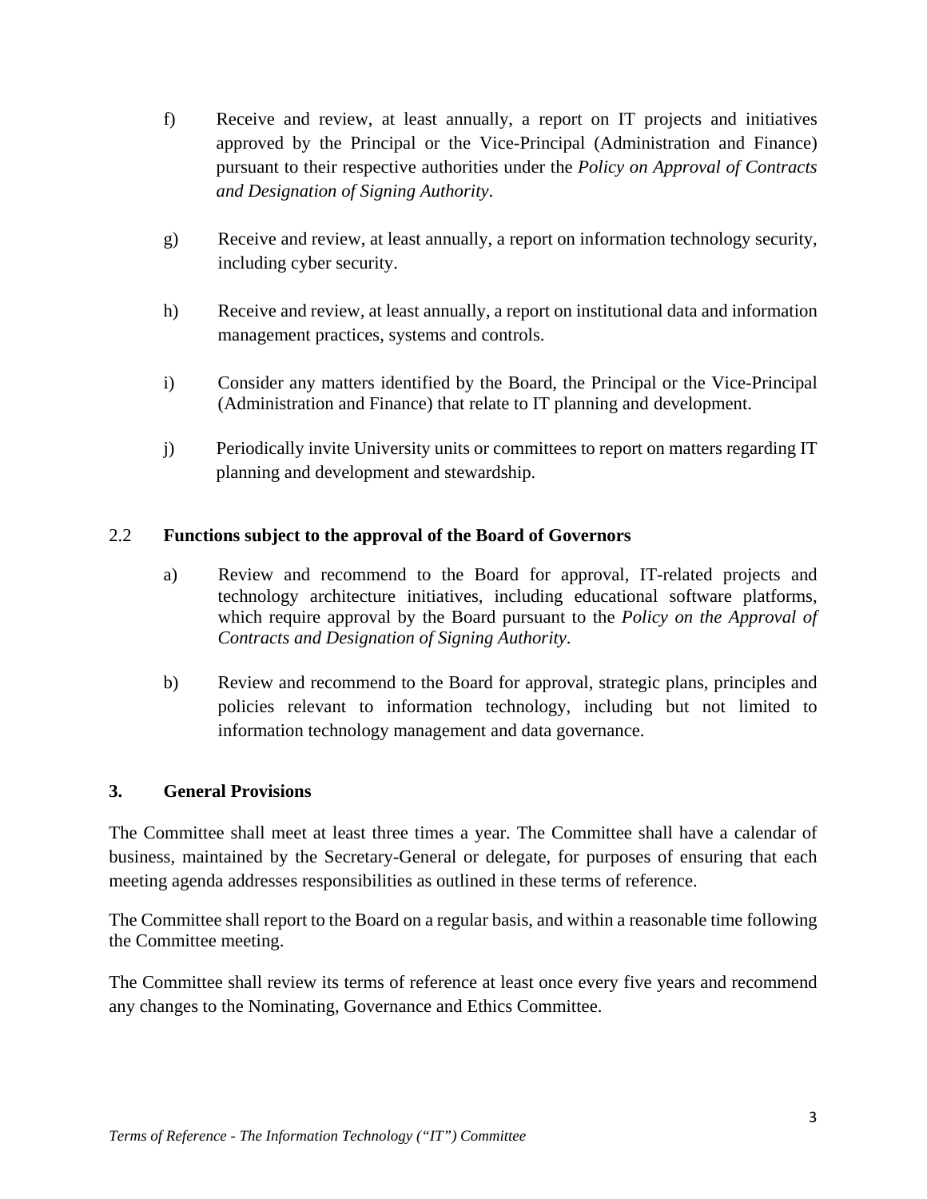f) Receive and review, at least annually, a report on IT projects and initiatives approved by the Principal or the Vice-Principal (Administration and Finance) pursuant to their respective authorities under the *Policy on Approval of Contracts and Designation of Signing Authority*.

g) Receive and review, at least annually, a report on information technology security, including cyber security.

h) Receive and review, at least annually, a report on institutional data and information management practices, systems and controls.

i) Consider any matters identified by the Board, the Principal or the Vice-Principal (Administration and Finance) that relate to IT planning and development.

j) Periodically invite University units or committees to report on matters regarding IT planning and development and stewardship.

### 2.2 Functions subject to the approval of the Board of Governors

a) Review and recommend to the Board for approval, IT-related projects and technology architecture initiatives, including educational software platforms, which require approval by the Board pursuant to the *Policy on the Approval of Contracts and Designation of Signing Authority*.

b) Review and recommend to the Board for approval, strategic plans, principles and policies relevant to information technology, including but not limited to information technology management and data governance.

## 3. General Provisions

The Committee shall meet at least three times a year. The Committee shall have a calendar of business, maintained by the Secretary-General or delegate, for purposes of ensuring that each meeting agenda addresses responsibilities as outlined in these terms of reference.

The Committee shall report to the Board on a regular basis, and within a reasonable time following the Committee meeting.

The Committee shall review its terms of reference at least once every five years and recommend any changes to the Nominating, Governance and Ethics Committee.